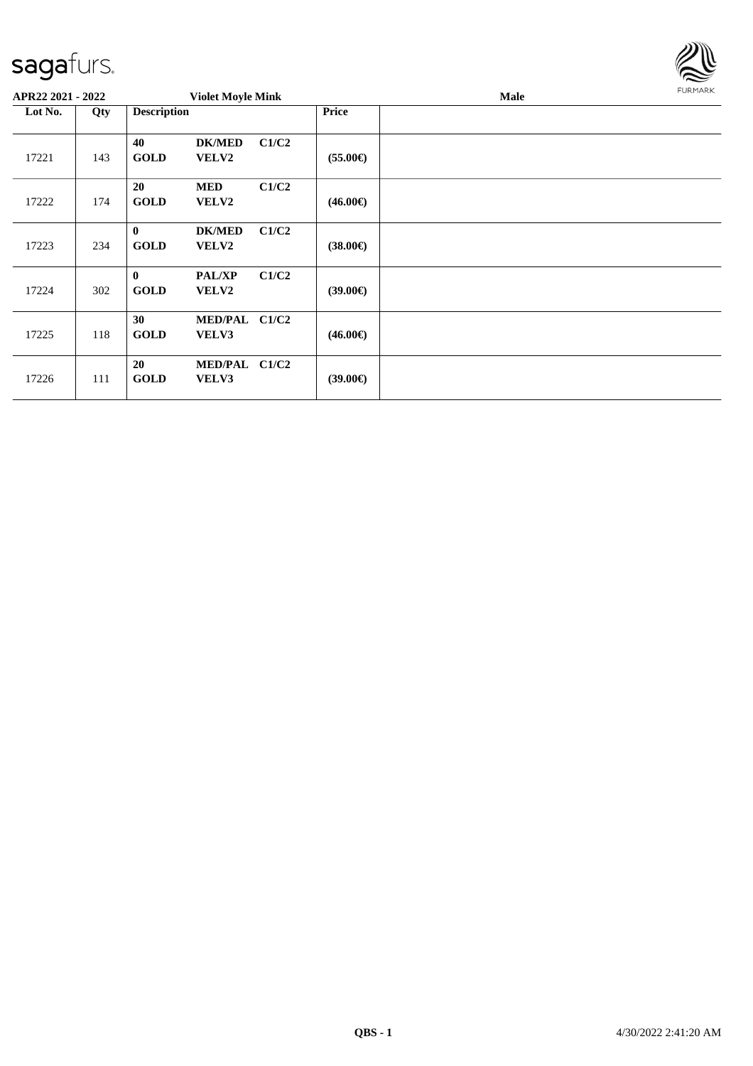**APR22 2021 - 2022** | **Violet Moyle Mink** | **Male**

| Lot No. | Qty | Description | | | Price | |
|---|---|---|---|---|---|---|
| 17221 | 143 | **40** **GOLD** | **DK/MED** **VELV2** | **C1/C2** | **(55.00€)** | |
| 17222 | 174 | **20** **GOLD** | **MED** **VELV2** | **C1/C2** | **(46.00€)** | |
| 17223 | 234 | **0** **GOLD** | **DK/MED** **VELV2** | **C1/C2** | **(38.00€)** | |
| 17224 | 302 | **0** **GOLD** | **PAL/XP** **VELV2** | **C1/C2** | **(39.00€)** | |
| 17225 | 118 | **30** **GOLD** | **MED/PAL** **VELV3** | **C1/C2** | **(46.00€)** | |
| 17226 | 111 | **20** **GOLD** | **MED/PAL** **VELV3** | **C1/C2** | **(39.00€)** | |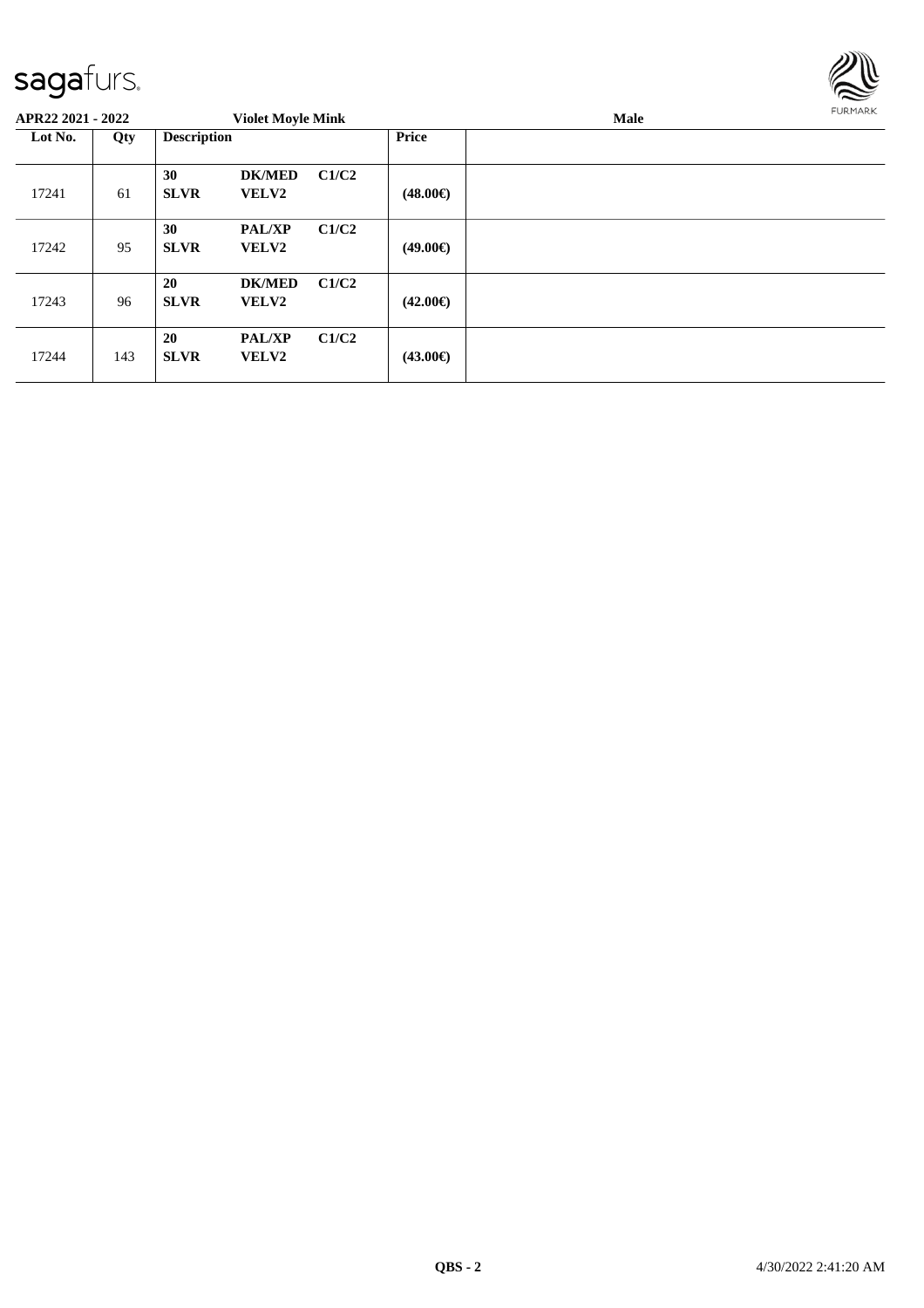| Lot No. | Qty | Description | | | Price | |
|---|---|---|---|---|---|---|
| 17241 | 61 | **30** **SLVR** | **DK/MED** **VELV2** | **C1/C2** | **(48.00€)** | |
| 17242 | 95 | **30** **SLVR** | **PAL/XP** **VELV2** | **C1/C2** | **(49.00€)** | |
| 17243 | 96 | **20** **SLVR** | **DK/MED** **VELV2** | **C1/C2** | **(42.00€)** | |
| 17244 | 143 | **20** **SLVR** | **PAL/XP** **VELV2** | **C1/C2** | **(43.00€)** | |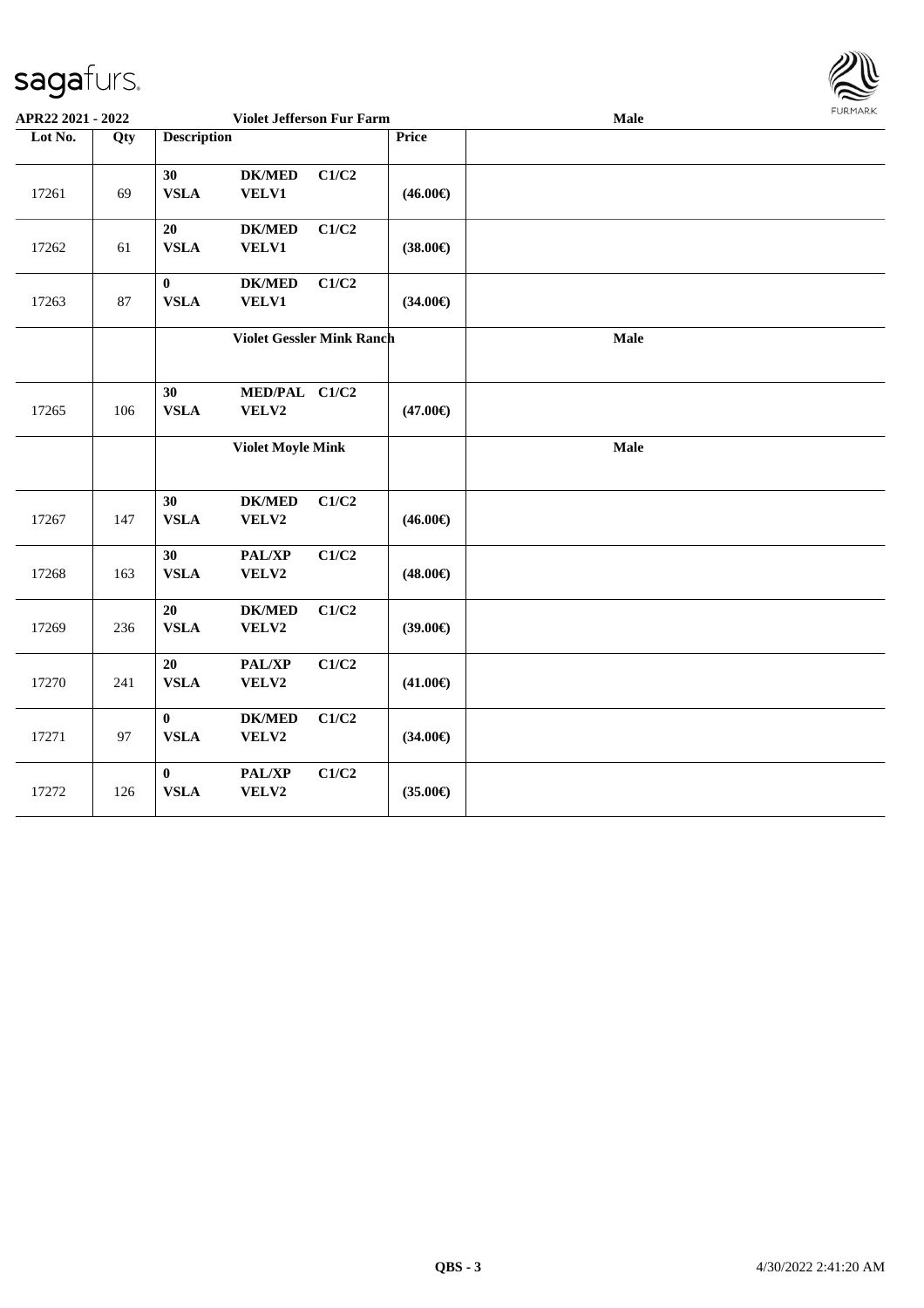| Lot No. | Qty | Description | Price | |
|---|---|---|---|---|
| | | **Violet Jefferson Fur Farm** | | **Male** |
| 17261 | 69 | **30 DK/MED C1/C2 VSLA VELV1** | **(46.00€)** | |
| 17262 | 61 | **20 DK/MED C1/C2 VSLA VELV1** | **(38.00€)** | |
| 17263 | 87 | **0 DK/MED C1/C2 VSLA VELV1** | **(34.00€)** | |
| | | **Violet Gessler Mink Ranch** | | **Male** |
| 17265 | 106 | **30 MED/PAL C1/C2 VSLA VELV2** | **(47.00€)** | |
| | | **Violet Moyle Mink** | | **Male** |
| 17267 | 147 | **30 DK/MED C1/C2 VSLA VELV2** | **(46.00€)** | |
| 17268 | 163 | **30 PAL/XP C1/C2 VSLA VELV2** | **(48.00€)** | |
| 17269 | 236 | **20 DK/MED C1/C2 VSLA VELV2** | **(39.00€)** | |
| 17270 | 241 | **20 PAL/XP C1/C2 VSLA VELV2** | **(41.00€)** | |
| 17271 | 97 | **0 DK/MED C1/C2 VSLA VELV2** | **(34.00€)** | |
| 17272 | 126 | **0 PAL/XP C1/C2 VSLA VELV2** | **(35.00€)** | |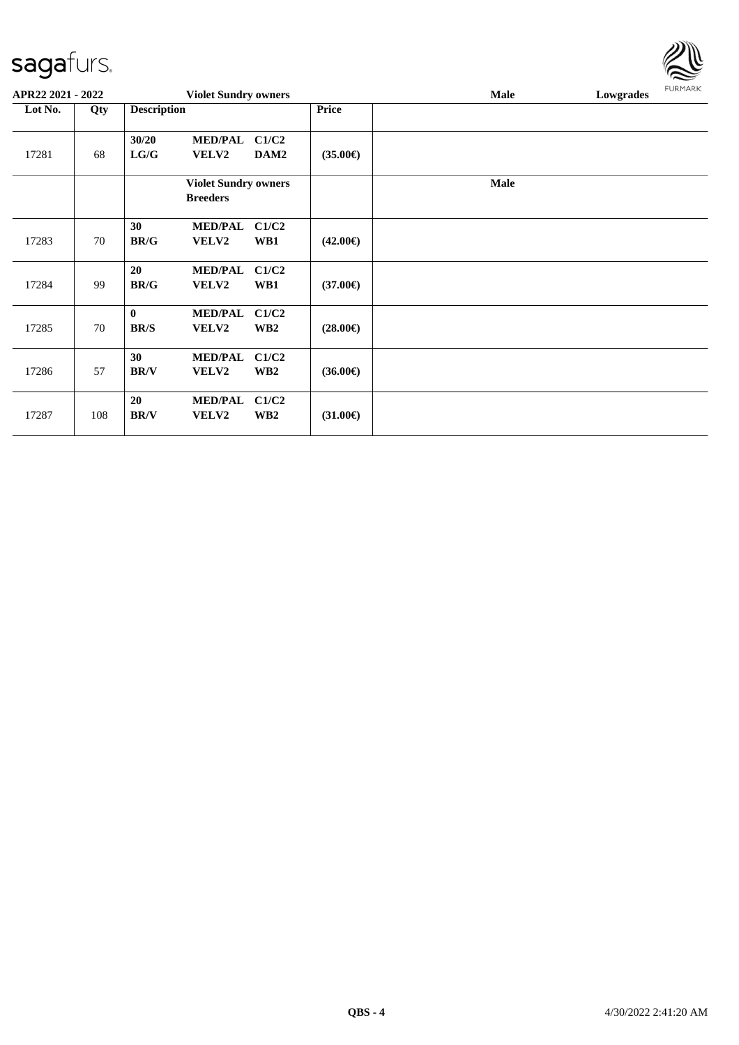| Lot No. | Qty | Description | | | Price | |
|---|---|---|---|---|---|---|
| 17281 | 68 | **30/20** **LG/G** | **MED/PAL** **VELV2** | **C1/C2** **DAM2** | **(35.00€)** | |
| | | **Violet Sundry owners Breeders** | | | | **Male** |
| 17283 | 70 | **30** **BR/G** | **MED/PAL** **VELV2** | **C1/C2** **WB1** | **(42.00€)** | |
| 17284 | 99 | **20** **BR/G** | **MED/PAL** **VELV2** | **C1/C2** **WB1** | **(37.00€)** | |
| 17285 | 70 | **0** **BR/S** | **MED/PAL** **VELV2** | **C1/C2** **WB2** | **(28.00€)** | |
| 17286 | 57 | **30** **BR/V** | **MED/PAL** **VELV2** | **C1/C2** **WB2** | **(36.00€)** | |
| 17287 | 108 | **20** **BR/V** | **MED/PAL** **VELV2** | **C1/C2** **WB2** | **(31.00€)** | |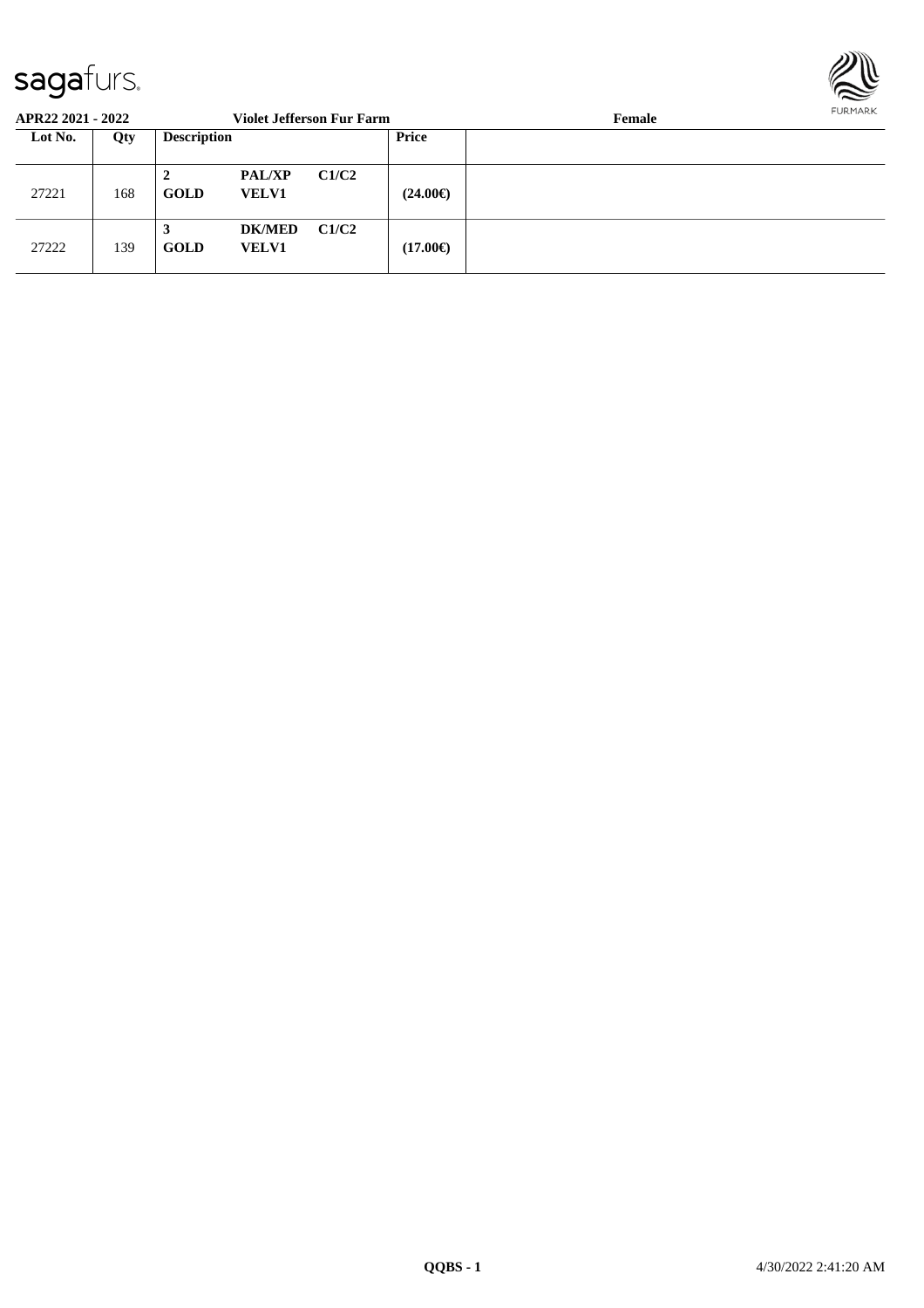**APR22 2021 - 2022** **Violet Jefferson Fur Farm** **Female**

| Lot No. | Qty | Description | | | Price | |
|---|---|---|---|---|---|---|
| 27221 | 168 | **2** **GOLD** | **PAL/XP** **VELV1** | **C1/C2** | **(24.00€)** | |
| 27222 | 139 | **3** **GOLD** | **DK/MED** **VELV1** | **C1/C2** | **(17.00€)** | |

**QQBS - 1** 4/30/2022 2:41:20 AM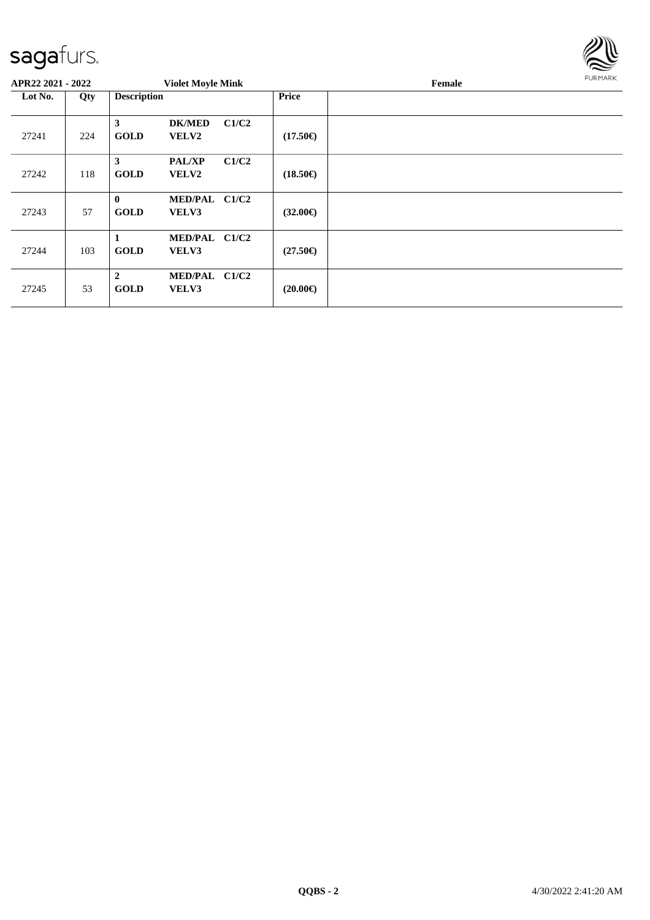**APR22 2021 - 2022** **Violet Moyle Mink** **Female**

| Lot No. | Qty | Description | | | Price | |
|---|---|---|---|---|---|---|
| 27241 | 224 | **3** **GOLD** | **DK/MED** **VELV2** | **C1/C2** | **(17.50€)** | |
| 27242 | 118 | **3** **GOLD** | **PAL/XP** **VELV2** | **C1/C2** | **(18.50€)** | |
| 27243 | 57 | **0** **GOLD** | **MED/PAL** **VELV3** | **C1/C2** | **(32.00€)** | |
| 27244 | 103 | **1** **GOLD** | **MED/PAL** **VELV3** | **C1/C2** | **(27.50€)** | |
| 27245 | 53 | **2** **GOLD** | **MED/PAL** **VELV3** | **C1/C2** | **(20.00€)** | |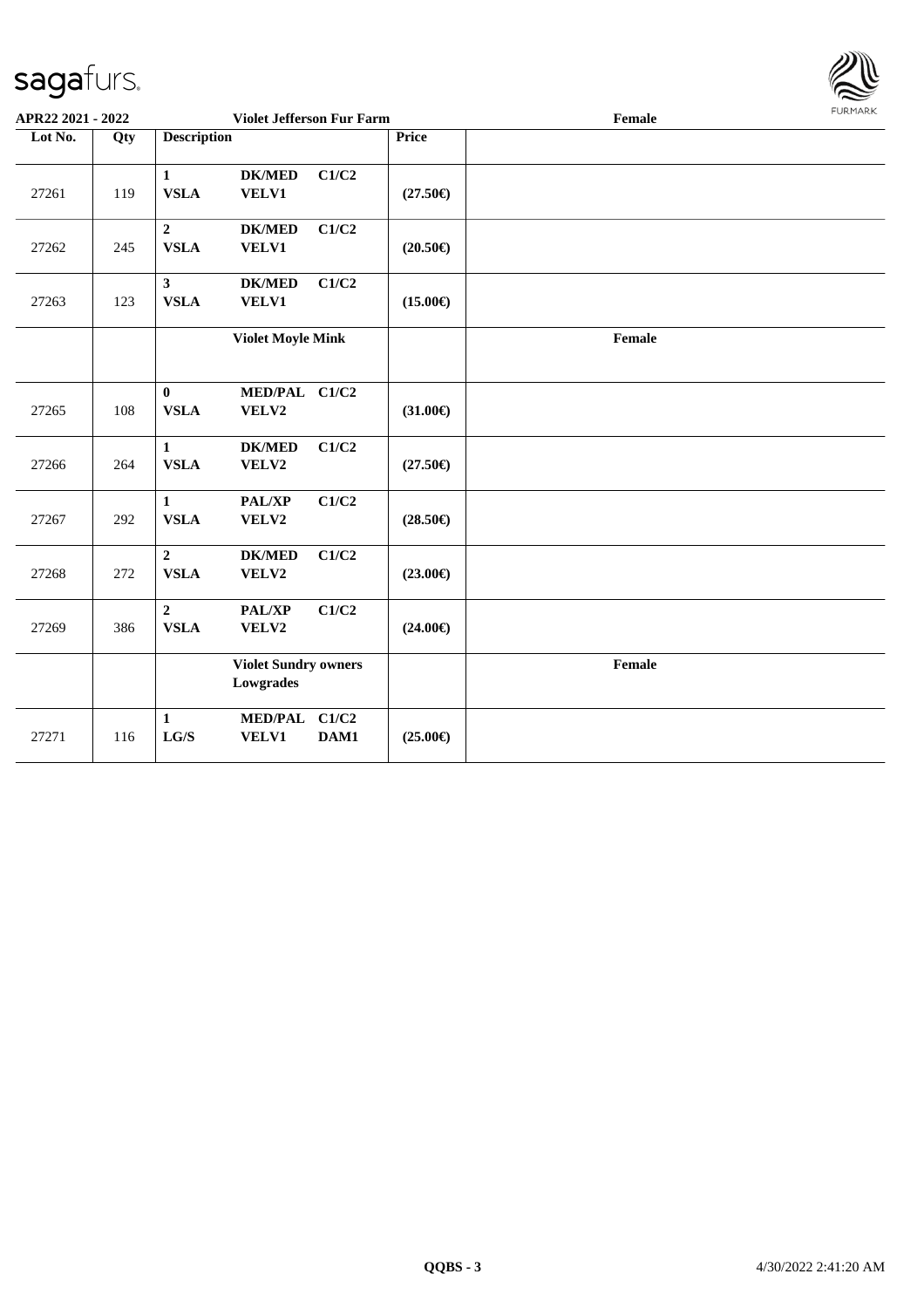| Lot No. | Qty | Description | | | Price | |
|---|---|---|---|---|---|---|
| | | | Violet Jefferson Fur Farm | | | Female |
| 27261 | 119 | 1 VSLA | DK/MED VELV1 | C1/C2 | (27.50€) | |
| 27262 | 245 | 2 VSLA | DK/MED VELV1 | C1/C2 | (20.50€) | |
| 27263 | 123 | 3 VSLA | DK/MED VELV1 | C1/C2 | (15.00€) | |
| | | | Violet Moyle Mink | | | Female |
| 27265 | 108 | 0 VSLA | MED/PAL VELV2 | C1/C2 | (31.00€) | |
| 27266 | 264 | 1 VSLA | DK/MED VELV2 | C1/C2 | (27.50€) | |
| 27267 | 292 | 1 VSLA | PAL/XP VELV2 | C1/C2 | (28.50€) | |
| 27268 | 272 | 2 VSLA | DK/MED VELV2 | C1/C2 | (23.00€) | |
| 27269 | 386 | 2 VSLA | PAL/XP VELV2 | C1/C2 | (24.00€) | |
| | | | Violet Sundry owners Lowgrades | | | Female |
| 27271 | 116 | 1 LG/S | MED/PAL VELV1 | C1/C2 DAM1 | (25.00€) | |